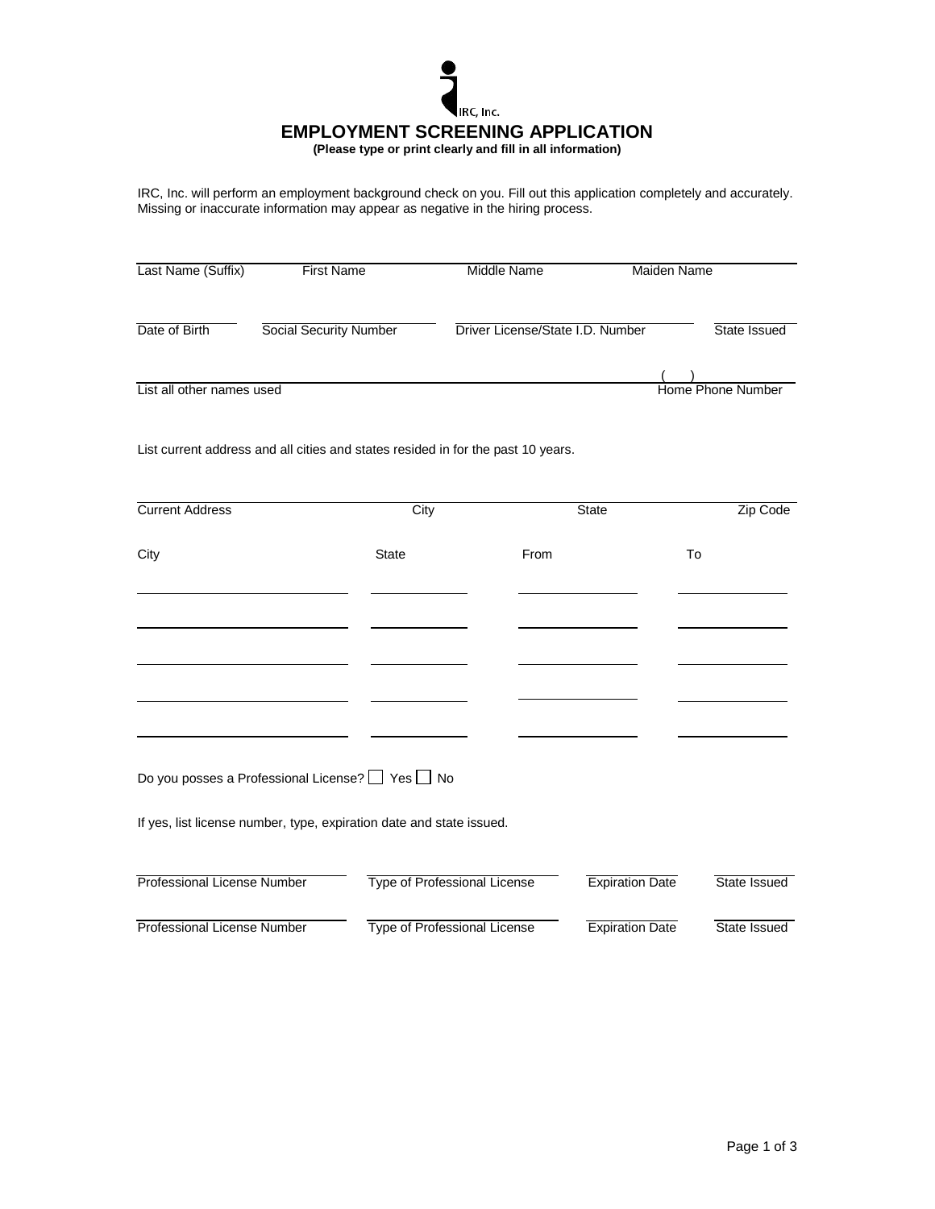IRC, Inc.

# EMPLOYMENT SCREENING APPLICATION

**(Please type or print clearly and fill in all information)**

IRC, Inc. will perform an employment background check on you. Fill out this application completely and accurately. Missing or inaccurate information may appear as negative in the hiring process.

| Last Name (Suffix) | First Name | Middle Name | Maiden Name |
|---|---|---|---|
| | | | |

| Date of Birth | Social Security Number | Driver License/State I.D. Number | State Issued |
|---|---|---|---|
| | | | |

| List all other names used | Home Phone Number |
|---|---|
| | (   ) |

List current address and all cities and states resided in for the past 10 years.

| Current Address | City | State | Zip Code |
|---|---|---|---|
| | | | |

| City | State | From | To |
|---|---|---|---|
| | | | |
| | | | |
| | | | |
| | | | |
| | | | |

Do you posses a Professional License? ☐ Yes ☐ No

If yes, list license number, type, expiration date and state issued.

| Professional License Number | Type of Professional License | Expiration Date | State Issued |
|---|---|---|---|
| | | | |
| | | | |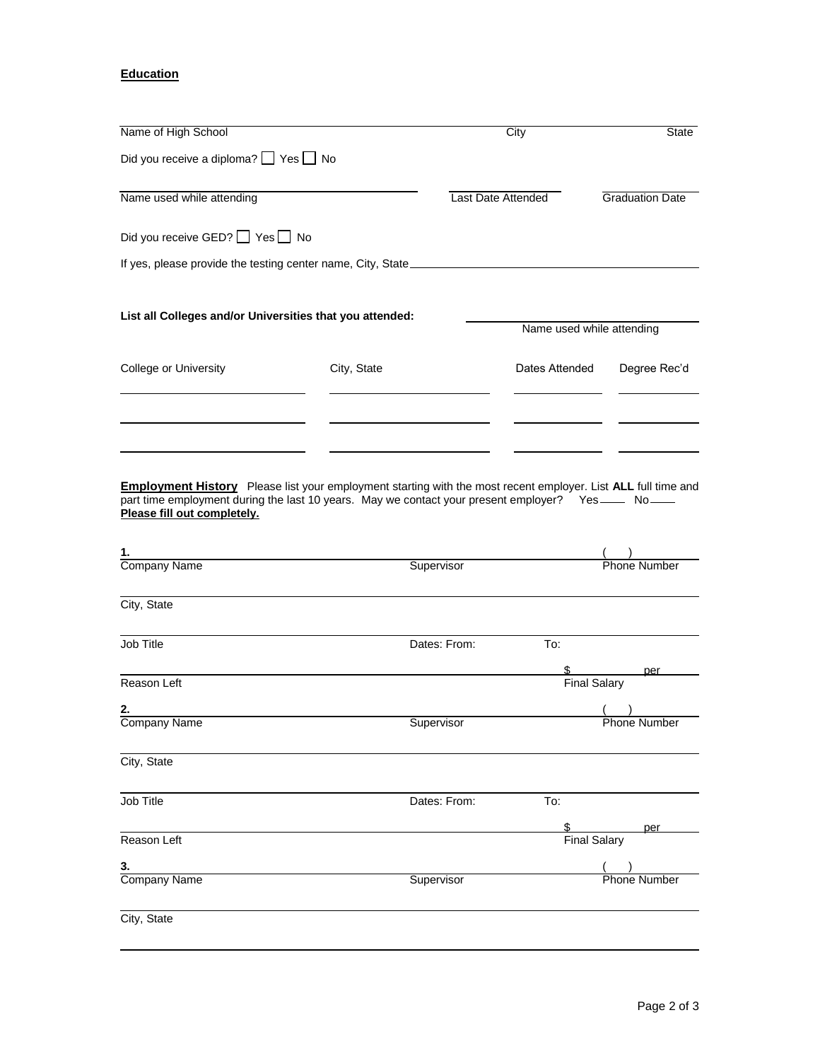**Education**

| Name of High School | City | State |
|---|---|---|
| | | |

Did you receive a diploma? ☐ Yes ☐ No

| Name used while attending | Last Date Attended | Graduation Date |
|---|---|---|
| | | |

Did you receive GED? ☐ Yes ☐ No

If yes, please provide the testing center name, City, State\_\_\_\_\_\_\_\_\_\_\_\_\_\_\_\_\_\_\_\_\_\_\_\_\_\_\_\_\_\_

**List all Colleges and/or Universities that you attended:**

\_\_\_\_\_\_\_\_\_\_\_\_\_\_\_\_\_\_\_\_\_\_\_\_\_\_\_\_
Name used while attending

| College or University | City, State | Dates Attended | Degree Rec'd |
|---|---|---|---|
| | | | |
| | | | |
| | | | |

**Employment History** Please list your employment starting with the most recent employer. List **ALL** full time and part time employment during the last 10 years. May we contact your present employer? Yes\_\_\_\_ No\_\_\_\_
**Please fill out completely.**

**1.**

| Company Name | Supervisor | ( ) Phone Number |
|---|---|---|
| City, State | | |
| Job Title | Dates: From: | To: |
| Reason Left | | $ per Final Salary |

**2.**

| Company Name | Supervisor | ( ) Phone Number |
|---|---|---|
| City, State | | |
| Job Title | Dates: From: | To: |
| Reason Left | | $ per Final Salary |

**3.**

| Company Name | Supervisor | ( ) Phone Number |
|---|---|---|
| City, State | | |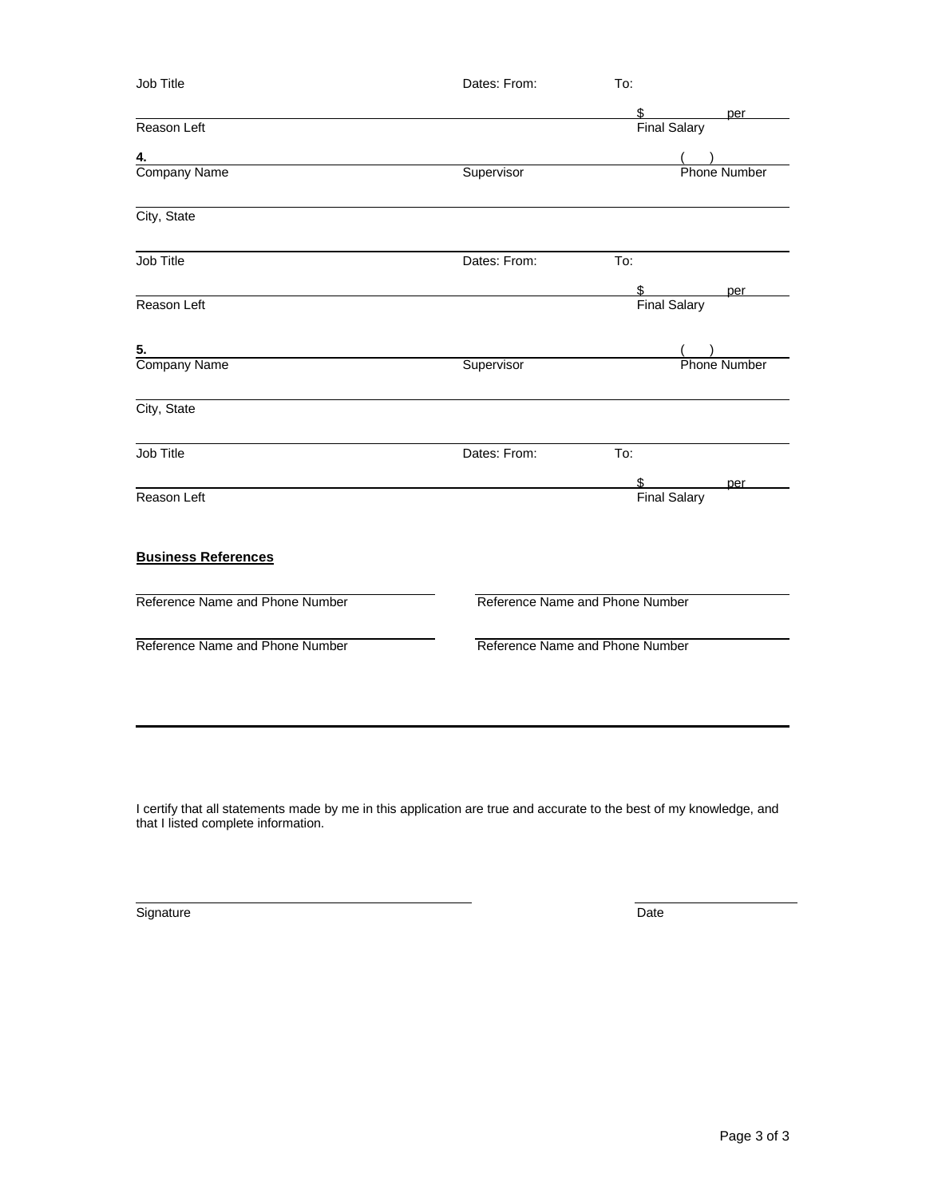| | | |
|---|---|---|
| Job Title | Dates: From: | To: |
| Reason Left | | $ per<br>Final Salary |

**4.**

| | | |
|---|---|---|
| Company Name | Supervisor | ( )<br>Phone Number |
| City, State | | |
| Job Title | Dates: From: | To: |
| Reason Left | | $ per<br>Final Salary |

**5.**

| | | |
|---|---|---|
| Company Name | Supervisor | ( )<br>Phone Number |
| City, State | | |
| Job Title | Dates: From: | To: |
| Reason Left | | $ per<br>Final Salary |

**Business References**

| | |
|---|---|
| Reference Name and Phone Number | Reference Name and Phone Number |
| Reference Name and Phone Number | Reference Name and Phone Number |

---

I certify that all statements made by me in this application are true and accurate to the best of my knowledge, and that I listed complete information.

| | |
|---|---|
| Signature | Date |